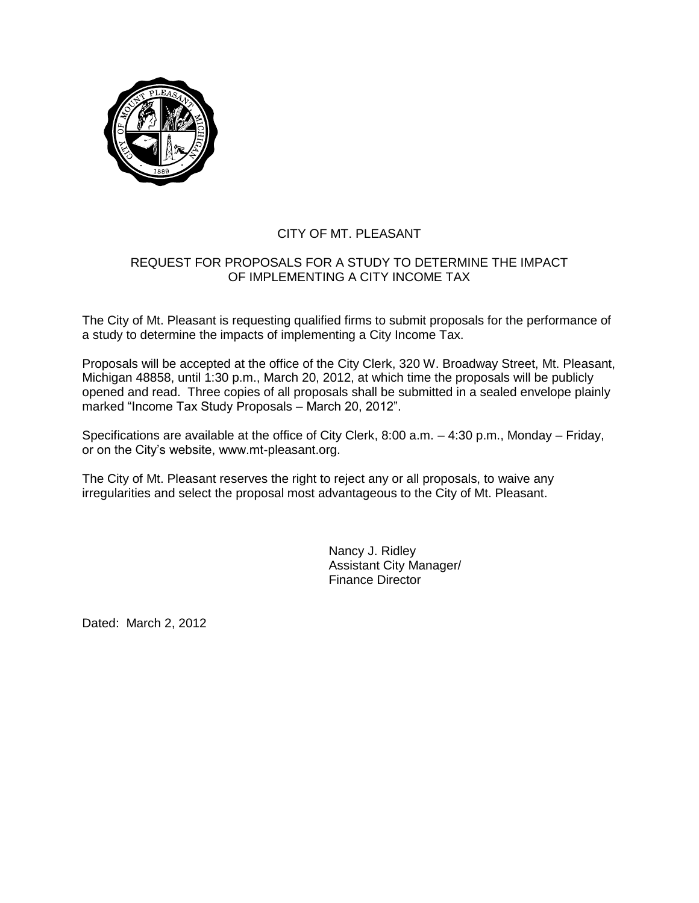# CITY OF MT. PLEASANT

## REQUEST FOR PROPOSALS FOR A STUDY TO DETERMINE THE IMPACT OF IMPLEMENTING A CITY INCOME TAX

The City of Mt. Pleasant is requesting qualified firms to submit proposals for the performance of a study to determine the impacts of implementing a City Income Tax.

Proposals will be accepted at the office of the City Clerk, 320 W. Broadway Street, Mt. Pleasant, Michigan 48858, until 1:30 p.m., March 20, 2012, at which time the proposals will be publicly opened and read. Three copies of all proposals shall be submitted in a sealed envelope plainly marked "Income Tax Study Proposals – March 20, 2012".

Specifications are available at the office of City Clerk, 8:00 a.m. – 4:30 p.m., Monday – Friday, or on the City's website, www.mt-pleasant.org.

The City of Mt. Pleasant reserves the right to reject any or all proposals, to waive any irregularities and select the proposal most advantageous to the City of Mt. Pleasant.

Nancy J. Ridley
Assistant City Manager/
Finance Director

Dated: March 2, 2012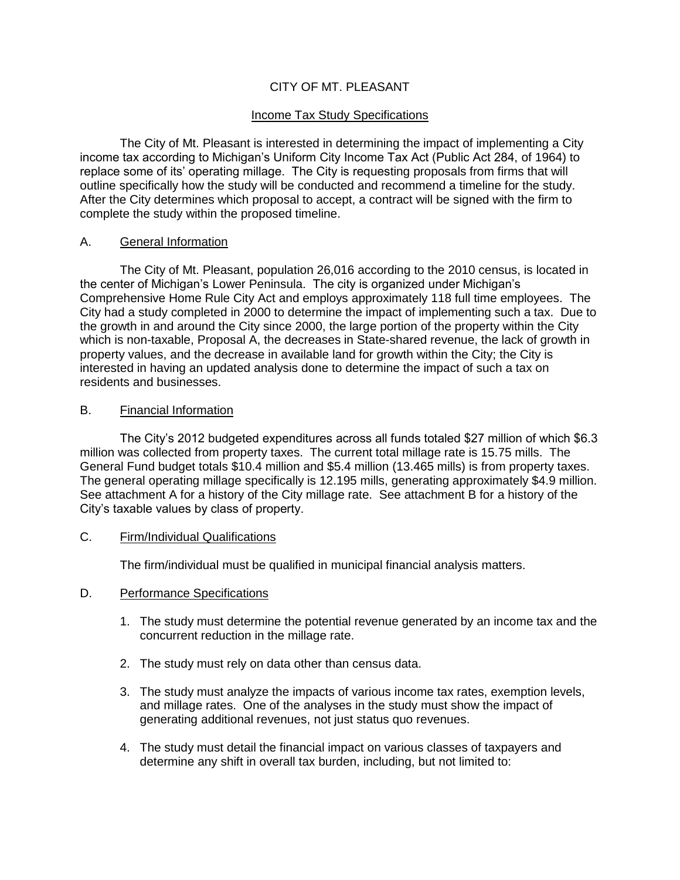# CITY OF MT. PLEASANT

## Income Tax Study Specifications

The City of Mt. Pleasant is interested in determining the impact of implementing a City income tax according to Michigan's Uniform City Income Tax Act (Public Act 284, of 1964) to replace some of its' operating millage. The City is requesting proposals from firms that will outline specifically how the study will be conducted and recommend a timeline for the study. After the City determines which proposal to accept, a contract will be signed with the firm to complete the study within the proposed timeline.

### A. General Information

The City of Mt. Pleasant, population 26,016 according to the 2010 census, is located in the center of Michigan's Lower Peninsula. The city is organized under Michigan's Comprehensive Home Rule City Act and employs approximately 118 full time employees. The City had a study completed in 2000 to determine the impact of implementing such a tax. Due to the growth in and around the City since 2000, the large portion of the property within the City which is non-taxable, Proposal A, the decreases in State-shared revenue, the lack of growth in property values, and the decrease in available land for growth within the City; the City is interested in having an updated analysis done to determine the impact of such a tax on residents and businesses.

### B. Financial Information

The City's 2012 budgeted expenditures across all funds totaled $27 million of which $6.3 million was collected from property taxes. The current total millage rate is 15.75 mills. The General Fund budget totals $10.4 million and $5.4 million (13.465 mills) is from property taxes. The general operating millage specifically is 12.195 mills, generating approximately $4.9 million. See attachment A for a history of the City millage rate. See attachment B for a history of the City's taxable values by class of property.

### C. Firm/Individual Qualifications

The firm/individual must be qualified in municipal financial analysis matters.

### D. Performance Specifications

1. The study must determine the potential revenue generated by an income tax and the concurrent reduction in the millage rate.
2. The study must rely on data other than census data.
3. The study must analyze the impacts of various income tax rates, exemption levels, and millage rates. One of the analyses in the study must show the impact of generating additional revenues, not just status quo revenues.
4. The study must detail the financial impact on various classes of taxpayers and determine any shift in overall tax burden, including, but not limited to: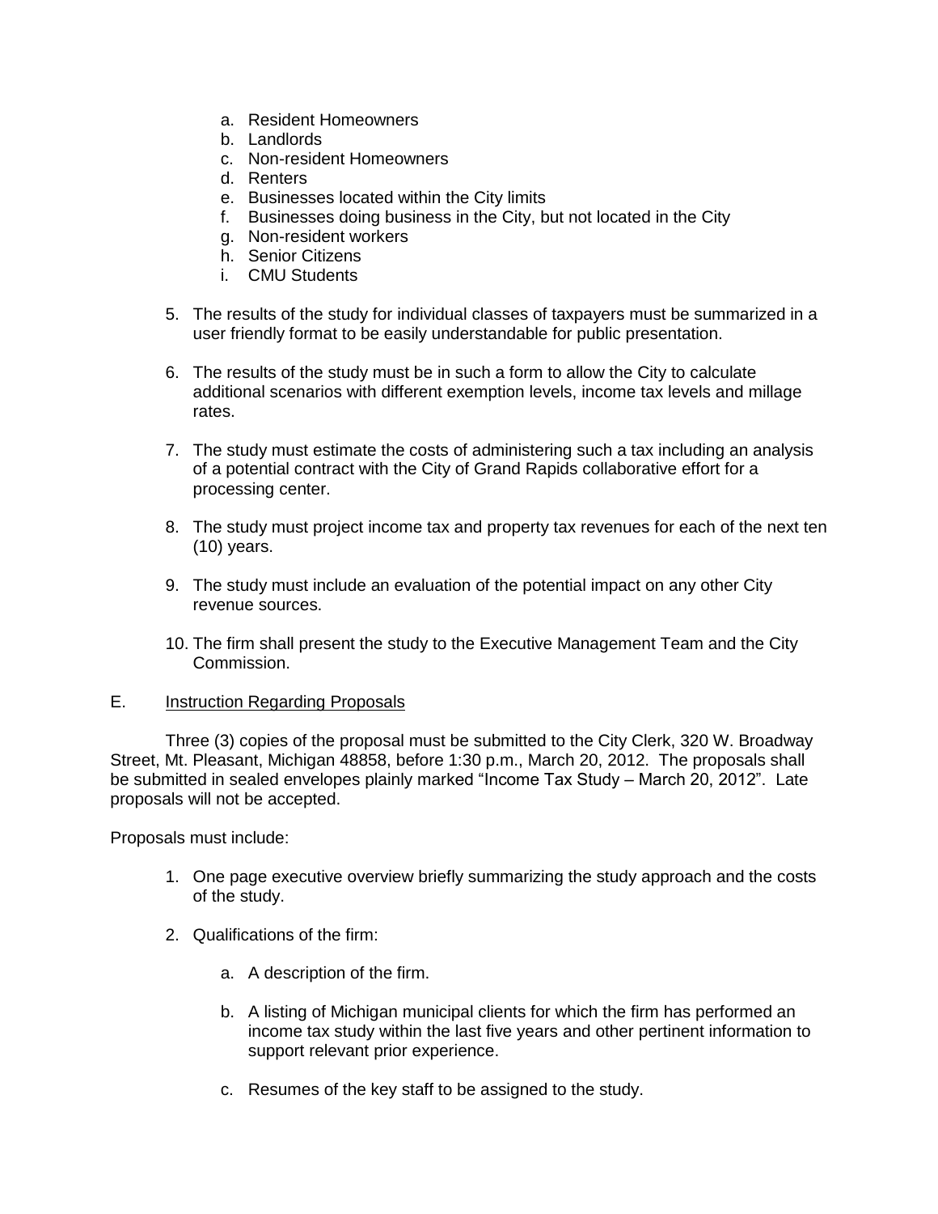a. Resident Homeowners
b. Landlords
c. Non-resident Homeowners
d. Renters
e. Businesses located within the City limits
f. Businesses doing business in the City, but not located in the City
g. Non-resident workers
h. Senior Citizens
i. CMU Students

5. The results of the study for individual classes of taxpayers must be summarized in a user friendly format to be easily understandable for public presentation.

6. The results of the study must be in such a form to allow the City to calculate additional scenarios with different exemption levels, income tax levels and millage rates.

7. The study must estimate the costs of administering such a tax including an analysis of a potential contract with the City of Grand Rapids collaborative effort for a processing center.

8. The study must project income tax and property tax revenues for each of the next ten (10) years.

9. The study must include an evaluation of the potential impact on any other City revenue sources.

10. The firm shall present the study to the Executive Management Team and the City Commission.

E. <u>Instruction Regarding Proposals</u>

Three (3) copies of the proposal must be submitted to the City Clerk, 320 W. Broadway Street, Mt. Pleasant, Michigan 48858, before 1:30 p.m., March 20, 2012. The proposals shall be submitted in sealed envelopes plainly marked "Income Tax Study – March 20, 2012". Late proposals will not be accepted.

Proposals must include:

1. One page executive overview briefly summarizing the study approach and the costs of the study.

2. Qualifications of the firm:

   a. A description of the firm.

   b. A listing of Michigan municipal clients for which the firm has performed an income tax study within the last five years and other pertinent information to support relevant prior experience.

   c. Resumes of the key staff to be assigned to the study.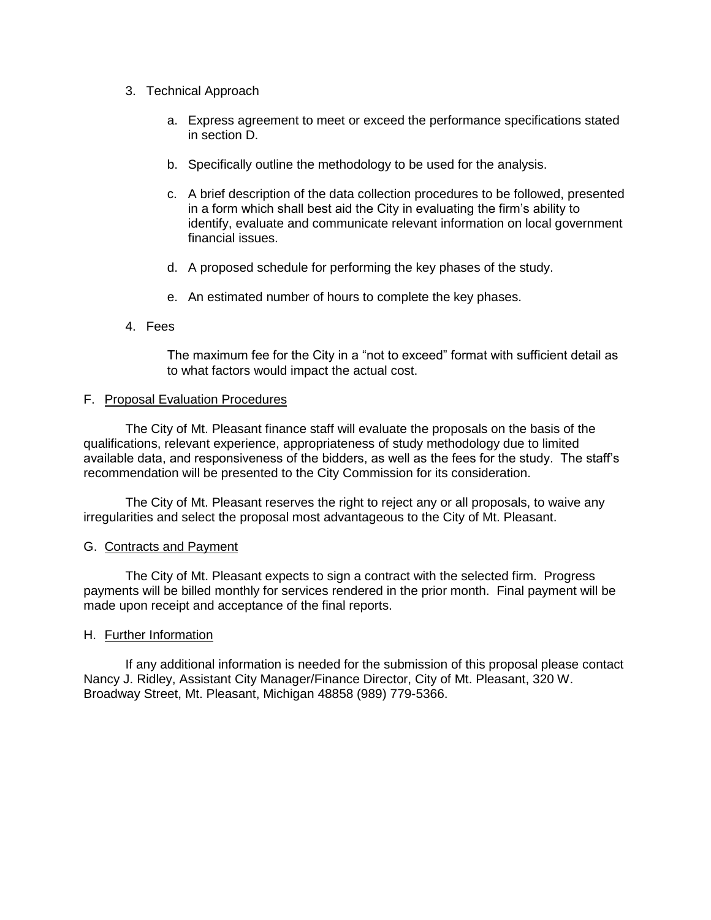3. Technical Approach

    a. Express agreement to meet or exceed the performance specifications stated in section D.

    b. Specifically outline the methodology to be used for the analysis.

    c. A brief description of the data collection procedures to be followed, presented in a form which shall best aid the City in evaluating the firm's ability to identify, evaluate and communicate relevant information on local government financial issues.

    d. A proposed schedule for performing the key phases of the study.

    e. An estimated number of hours to complete the key phases.

4. Fees

    The maximum fee for the City in a "not to exceed" format with sufficient detail as to what factors would impact the actual cost.

F. <u>Proposal Evaluation Procedures</u>

The City of Mt. Pleasant finance staff will evaluate the proposals on the basis of the qualifications, relevant experience, appropriateness of study methodology due to limited available data, and responsiveness of the bidders, as well as the fees for the study. The staff's recommendation will be presented to the City Commission for its consideration.

The City of Mt. Pleasant reserves the right to reject any or all proposals, to waive any irregularities and select the proposal most advantageous to the City of Mt. Pleasant.

G. <u>Contracts and Payment</u>

The City of Mt. Pleasant expects to sign a contract with the selected firm. Progress payments will be billed monthly for services rendered in the prior month. Final payment will be made upon receipt and acceptance of the final reports.

H. <u>Further Information</u>

If any additional information is needed for the submission of this proposal please contact Nancy J. Ridley, Assistant City Manager/Finance Director, City of Mt. Pleasant, 320 W. Broadway Street, Mt. Pleasant, Michigan 48858 (989) 779-5366.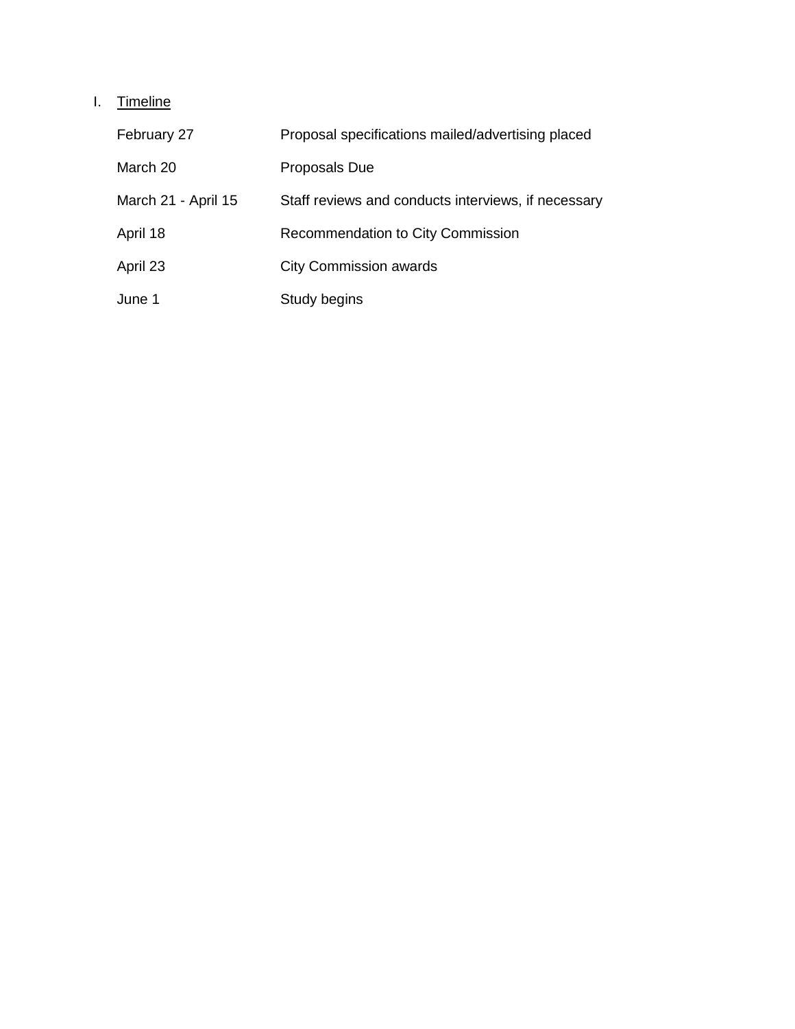I. Timeline

| | |
|---|---|
| February 27 | Proposal specifications mailed/advertising placed |
| March 20 | Proposals Due |
| March 21 - April 15 | Staff reviews and conducts interviews, if necessary |
| April 18 | Recommendation to City Commission |
| April 23 | City Commission awards |
| June 1 | Study begins |